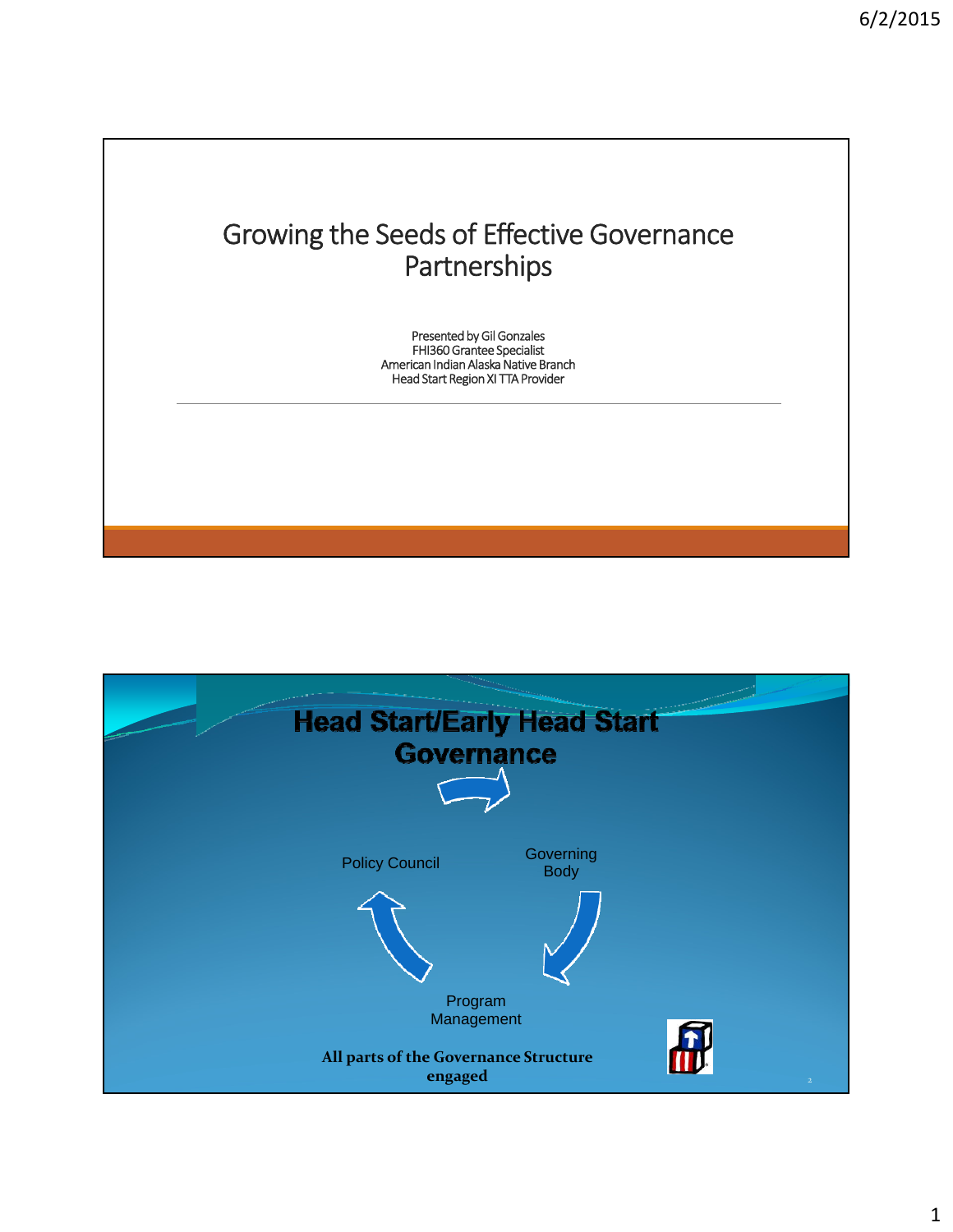# Growing the Seeds of Effective Governance Partnerships

Presented by Gil Gonzales
FHI360 Grantee Specialist
American Indian Alaska Native Branch
Head Start Region XI TTA Provider

---

## Head Start/Early Head Start Governance

Policy Council

Governing Body

Program Management

**All parts of the Governance Structure engaged**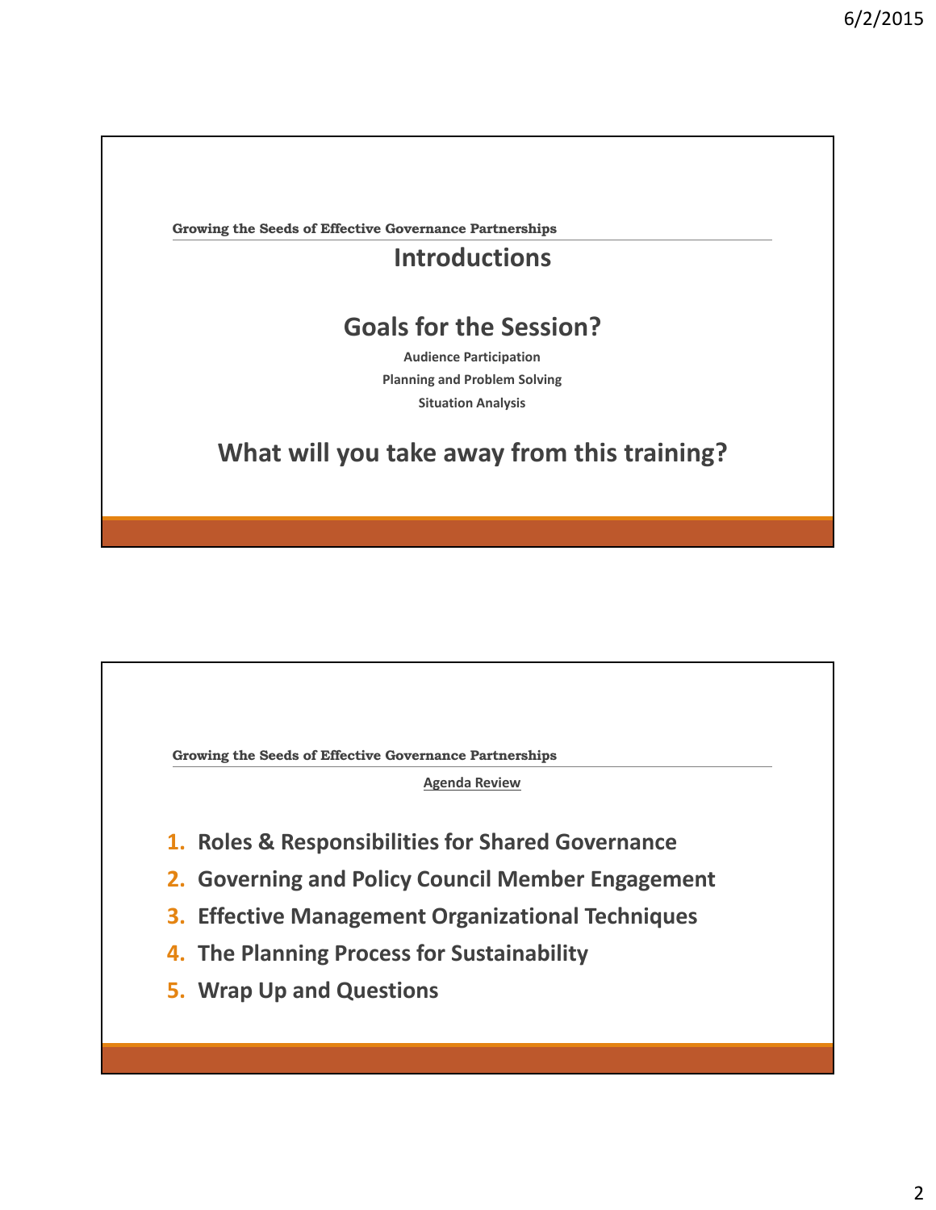Growing the Seeds of Effective Governance Partnerships

## Introductions

## Goals for the Session?

**Audience Participation**

**Planning and Problem Solving**

**Situation Analysis**

## What will you take away from this training?

---

Growing the Seeds of Effective Governance Partnerships

**Agenda Review**

1. **Roles & Responsibilities for Shared Governance**
2. **Governing and Policy Council Member Engagement**
3. **Effective Management Organizational Techniques**
4. **The Planning Process for Sustainability**
5. **Wrap Up and Questions**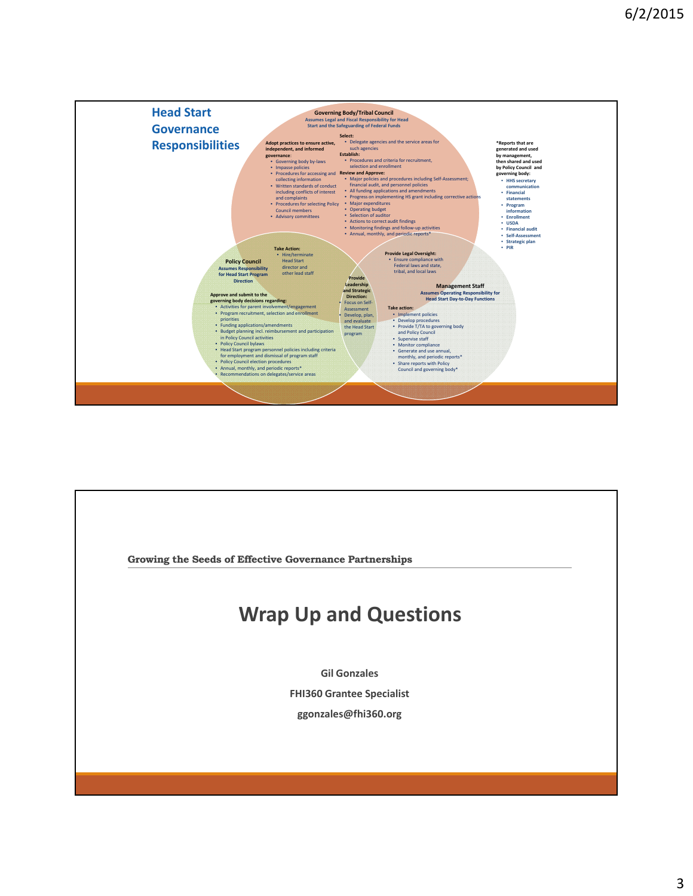## Head Start Governance Responsibilities

**Governing Body/Tribal Council**
Assumes Legal and Fiscal Responsibility for Head Start and the Safeguarding of Federal Funds

**Adopt practices to ensure active, independent, and informed governance:**

- Governing body by-laws
- Impasse policies
- Procedures for accessing and collecting information
- Written standards of conduct including conflicts of interest and complaints
- Procedures for selecting Policy Council members
- Advisory committees

**Select:**

- Delegate agencies and the service areas for such agencies

**Establish:**

- Procedures and criteria for recruitment, selection and enrollment

**Review and Approve:**

- Major policies and procedures including Self-Assessment; financial audit, and personnel policies
- All funding applications and amendments
- Progress on implementing HS grant including corrective actions
- Major expenditures
- Operating budget
- Selection of auditor
- Actions to correct audit findings
- Monitoring findings and follow-up activities
- Annual, monthly, and periodic reports*

**Take Action:**

- Hire/terminate Head Start director and other lead staff

**Provide Legal Oversight:**

- Ensure compliance with Federal laws and state, tribal, and local laws

**Provide Leadership and Strategic Direction:**

- Focus on Self-Assessment
- Develop, plan, and evaluate the Head Start program

**Policy Council**
Assumes Responsibility for Head Start Program Direction

**Approve and submit to the governing body decisions regarding:**

- Activities for parent involvement/engagement
- Program recruitment, selection and enrollment priorities
- Funding applications/amendments
- Budget planning incl. reimbursement and participation in Policy Council activities
- Policy Council bylaws
- Head Start program personnel policies including criteria for employment and dismissal of program staff
- Policy Council election procedures
- Annual, monthly, and periodic reports*
- Recommendations on delegates/service areas

**Management Staff**
Assumes Operating Responsibility for Head Start Day-to-Day Functions

**Take action:**

- Implement policies
- Develop procedures
- Provide T/TA to governing body and Policy Council
- Supervise staff
- Monitor compliance
- Generate and use annual, monthly, and periodic reports*
- Share reports with Policy Council and governing body*

***Reports that are generated and used by management, then shared and used by Policy Council and governing body:**

- HHS secretary communication
- Financial statements
- Program information
- Enrollment
- USDA
- Financial audit
- Self-Assessment
- Strategic plan
- PIR

---

**Growing the Seeds of Effective Governance Partnerships**

# Wrap Up and Questions

**Gil Gonzales**

**FHI360 Grantee Specialist**

**ggonzales@fhi360.org**